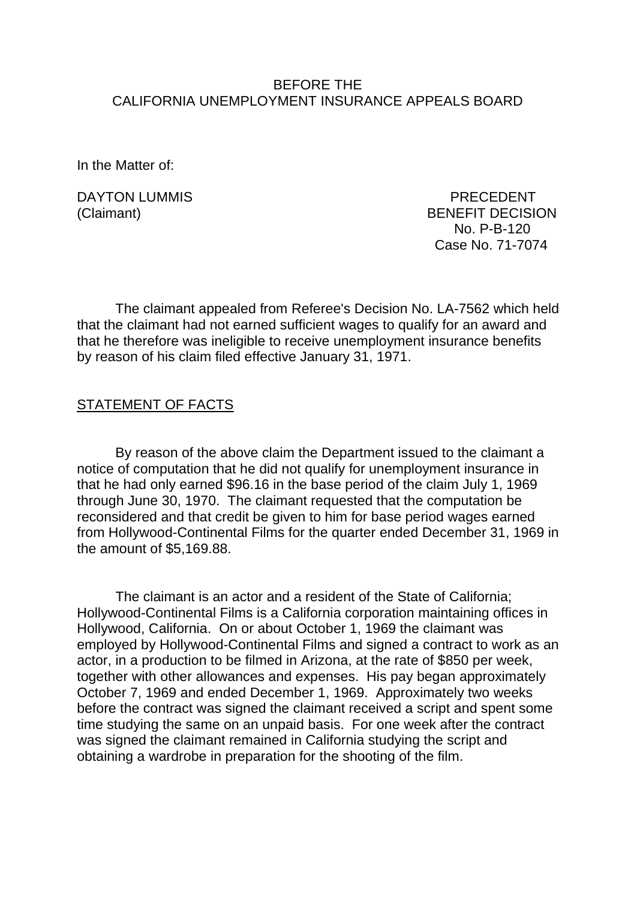BEFORE THE
CALIFORNIA UNEMPLOYMENT INSURANCE APPEALS BOARD

In the Matter of:

DAYTON LUMMIS
(Claimant)

PRECEDENT
BENEFIT DECISION
No. P-B-120
Case No. 71-7074

The claimant appealed from Referee's Decision No. LA-7562 which held that the claimant had not earned sufficient wages to qualify for an award and that he therefore was ineligible to receive unemployment insurance benefits by reason of his claim filed effective January 31, 1971.

## STATEMENT OF FACTS

By reason of the above claim the Department issued to the claimant a notice of computation that he did not qualify for unemployment insurance in that he had only earned $96.16 in the base period of the claim July 1, 1969 through June 30, 1970. The claimant requested that the computation be reconsidered and that credit be given to him for base period wages earned from Hollywood-Continental Films for the quarter ended December 31, 1969 in the amount of $5,169.88.

The claimant is an actor and a resident of the State of California; Hollywood-Continental Films is a California corporation maintaining offices in Hollywood, California. On or about October 1, 1969 the claimant was employed by Hollywood-Continental Films and signed a contract to work as an actor, in a production to be filmed in Arizona, at the rate of $850 per week, together with other allowances and expenses. His pay began approximately October 7, 1969 and ended December 1, 1969. Approximately two weeks before the contract was signed the claimant received a script and spent some time studying the same on an unpaid basis. For one week after the contract was signed the claimant remained in California studying the script and obtaining a wardrobe in preparation for the shooting of the film.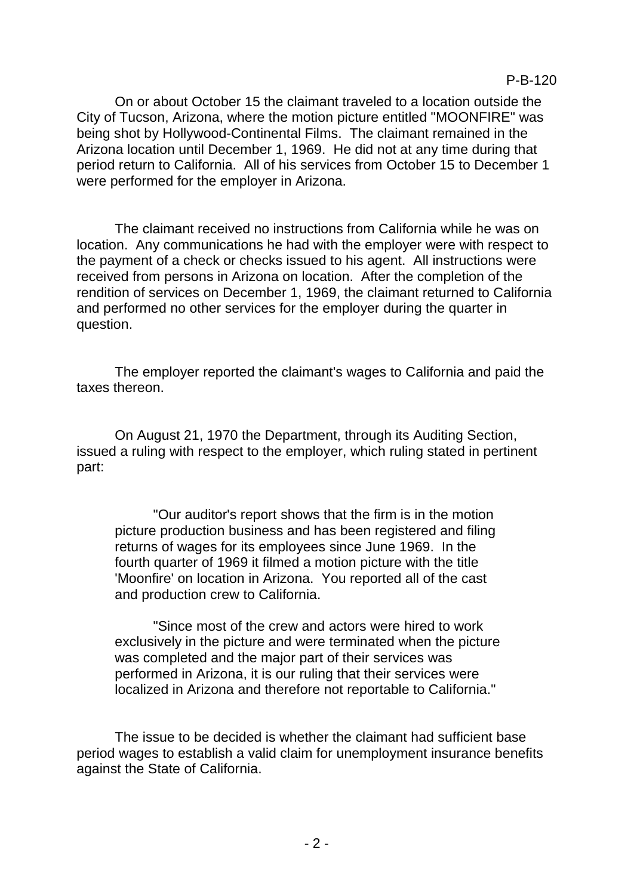On or about October 15 the claimant traveled to a location outside the City of Tucson, Arizona, where the motion picture entitled "MOONFIRE" was being shot by Hollywood-Continental Films. The claimant remained in the Arizona location until December 1, 1969. He did not at any time during that period return to California. All of his services from October 15 to December 1 were performed for the employer in Arizona.

The claimant received no instructions from California while he was on location. Any communications he had with the employer were with respect to the payment of a check or checks issued to his agent. All instructions were received from persons in Arizona on location. After the completion of the rendition of services on December 1, 1969, the claimant returned to California and performed no other services for the employer during the quarter in question.

The employer reported the claimant's wages to California and paid the taxes thereon.

On August 21, 1970 the Department, through its Auditing Section, issued a ruling with respect to the employer, which ruling stated in pertinent part:

> "Our auditor's report shows that the firm is in the motion picture production business and has been registered and filing returns of wages for its employees since June 1969. In the fourth quarter of 1969 it filmed a motion picture with the title 'Moonfire' on location in Arizona. You reported all of the cast and production crew to California.
>
> "Since most of the crew and actors were hired to work exclusively in the picture and were terminated when the picture was completed and the major part of their services was performed in Arizona, it is our ruling that their services were localized in Arizona and therefore not reportable to California."

The issue to be decided is whether the claimant had sufficient base period wages to establish a valid claim for unemployment insurance benefits against the State of California.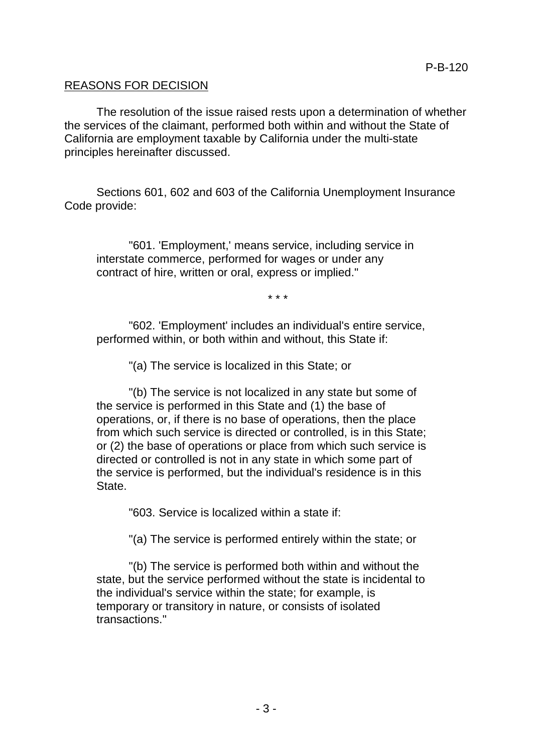<u>REASONS FOR DECISION</u>

The resolution of the issue raised rests upon a determination of whether the services of the claimant, performed both within and without the State of California are employment taxable by California under the multi-state principles hereinafter discussed.

Sections 601, 602 and 603 of the California Unemployment Insurance Code provide:

> "601. 'Employment,' means service, including service in interstate commerce, performed for wages or under any contract of hire, written or oral, express or implied."
>
> \* \* \*
>
> "602. 'Employment' includes an individual's entire service, performed within, or both within and without, this State if:
>
> "(a) The service is localized in this State; or
>
> "(b) The service is not localized in any state but some of the service is performed in this State and (1) the base of operations, or, if there is no base of operations, then the place from which such service is directed or controlled, is in this State; or (2) the base of operations or place from which such service is directed or controlled is not in any state in which some part of the service is performed, but the individual's residence is in this State.
>
> "603. Service is localized within a state if:
>
> "(a) The service is performed entirely within the state; or
>
> "(b) The service is performed both within and without the state, but the service performed without the state is incidental to the individual's service within the state; for example, is temporary or transitory in nature, or consists of isolated transactions."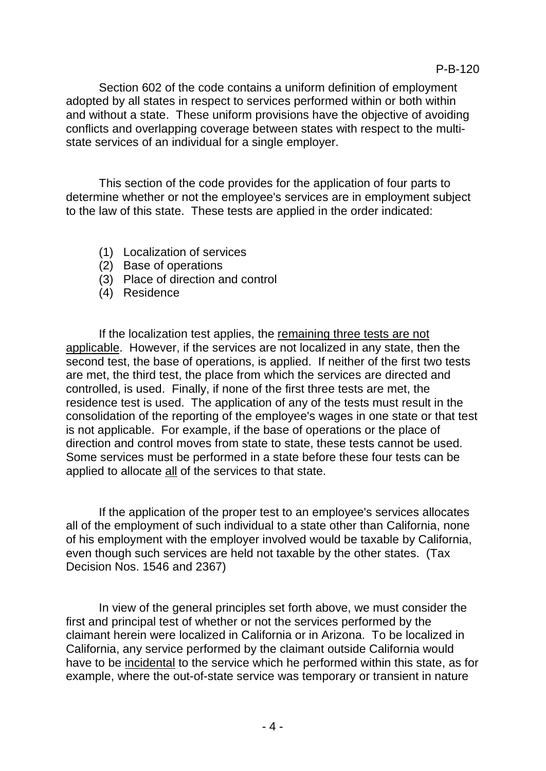Section 602 of the code contains a uniform definition of employment adopted by all states in respect to services performed within or both within and without a state. These uniform provisions have the objective of avoiding conflicts and overlapping coverage between states with respect to the multi-state services of an individual for a single employer.

This section of the code provides for the application of four parts to determine whether or not the employee's services are in employment subject to the law of this state. These tests are applied in the order indicated:

1. Localization of services
2. Base of operations
3. Place of direction and control
4. Residence

If the localization test applies, the <u>remaining three tests are not applicable</u>. However, if the services are not localized in any state, then the second test, the base of operations, is applied. If neither of the first two tests are met, the third test, the place from which the services are directed and controlled, is used. Finally, if none of the first three tests are met, the residence test is used. The application of any of the tests must result in the consolidation of the reporting of the employee's wages in one state or that test is not applicable. For example, if the base of operations or the place of direction and control moves from state to state, these tests cannot be used. Some services must be performed in a state before these four tests can be applied to allocate <u>all</u> of the services to that state.

If the application of the proper test to an employee's services allocates all of the employment of such individual to a state other than California, none of his employment with the employer involved would be taxable by California, even though such services are held not taxable by the other states. (Tax Decision Nos. 1546 and 2367)

In view of the general principles set forth above, we must consider the first and principal test of whether or not the services performed by the claimant herein were localized in California or in Arizona. To be localized in California, any service performed by the claimant outside California would have to be <u>incidental</u> to the service which he performed within this state, as for example, where the out-of-state service was temporary or transient in nature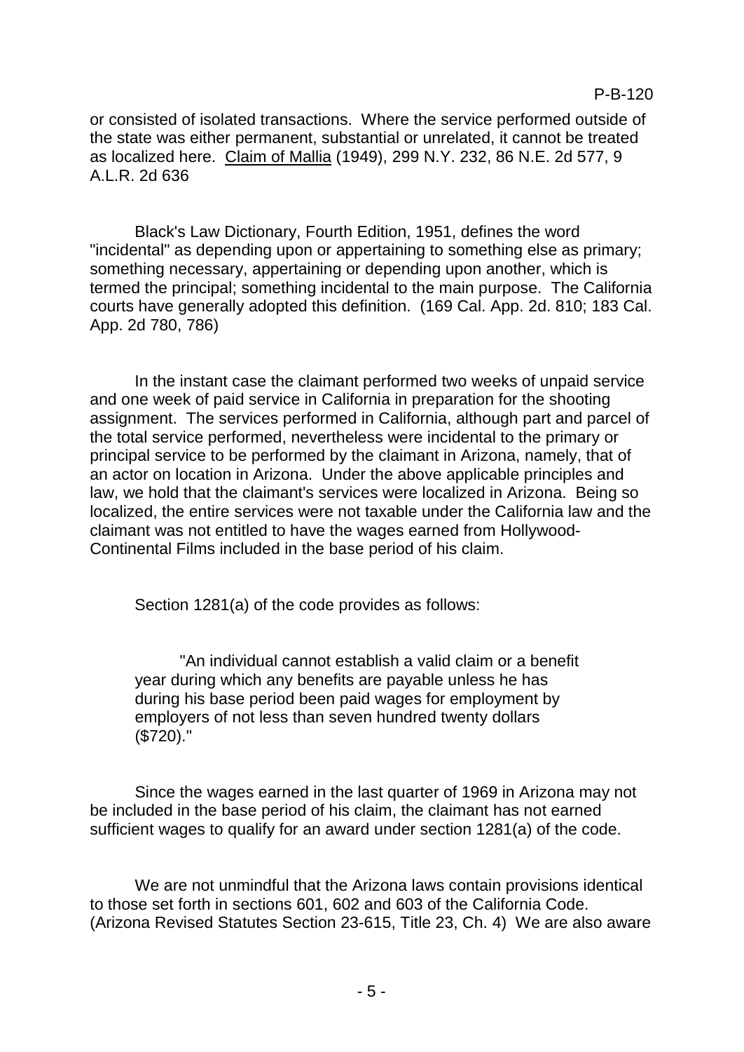or consisted of isolated transactions. Where the service performed outside of the state was either permanent, substantial or unrelated, it cannot be treated as localized here. Claim of Mallia (1949), 299 N.Y. 232, 86 N.E. 2d 577, 9 A.L.R. 2d 636

Black's Law Dictionary, Fourth Edition, 1951, defines the word "incidental" as depending upon or appertaining to something else as primary; something necessary, appertaining or depending upon another, which is termed the principal; something incidental to the main purpose. The California courts have generally adopted this definition. (169 Cal. App. 2d. 810; 183 Cal. App. 2d 780, 786)

In the instant case the claimant performed two weeks of unpaid service and one week of paid service in California in preparation for the shooting assignment. The services performed in California, although part and parcel of the total service performed, nevertheless were incidental to the primary or principal service to be performed by the claimant in Arizona, namely, that of an actor on location in Arizona. Under the above applicable principles and law, we hold that the claimant's services were localized in Arizona. Being so localized, the entire services were not taxable under the California law and the claimant was not entitled to have the wages earned from Hollywood-Continental Films included in the base period of his claim.

Section 1281(a) of the code provides as follows:

> "An individual cannot establish a valid claim or a benefit year during which any benefits are payable unless he has during his base period been paid wages for employment by employers of not less than seven hundred twenty dollars ($720)."

Since the wages earned in the last quarter of 1969 in Arizona may not be included in the base period of his claim, the claimant has not earned sufficient wages to qualify for an award under section 1281(a) of the code.

We are not unmindful that the Arizona laws contain provisions identical to those set forth in sections 601, 602 and 603 of the California Code. (Arizona Revised Statutes Section 23-615, Title 23, Ch. 4) We are also aware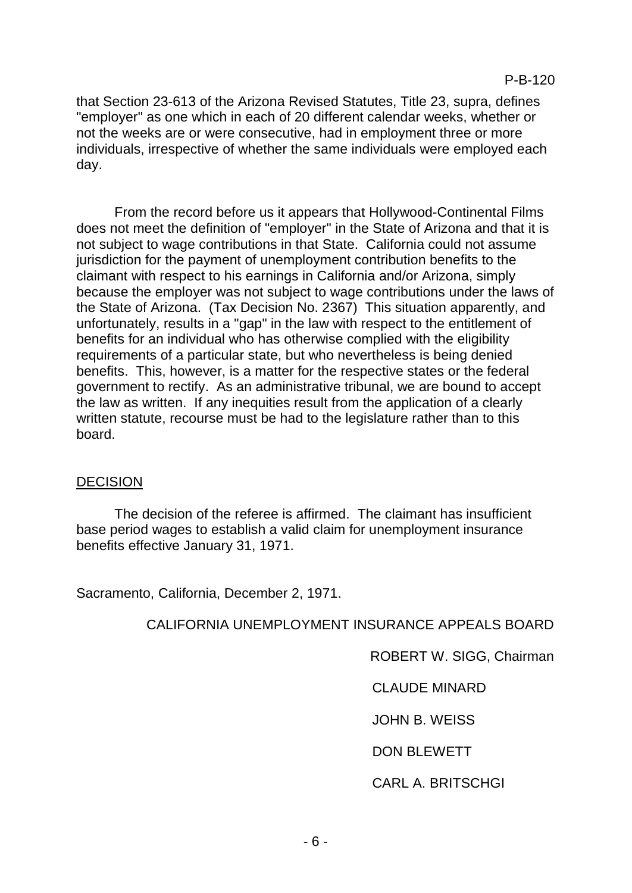that Section 23-613 of the Arizona Revised Statutes, Title 23, supra, defines "employer" as one which in each of 20 different calendar weeks, whether or not the weeks are or were consecutive, had in employment three or more individuals, irrespective of whether the same individuals were employed each day.

From the record before us it appears that Hollywood-Continental Films does not meet the definition of "employer" in the State of Arizona and that it is not subject to wage contributions in that State. California could not assume jurisdiction for the payment of unemployment contribution benefits to the claimant with respect to his earnings in California and/or Arizona, simply because the employer was not subject to wage contributions under the laws of the State of Arizona. (Tax Decision No. 2367) This situation apparently, and unfortunately, results in a "gap" in the law with respect to the entitlement of benefits for an individual who has otherwise complied with the eligibility requirements of a particular state, but who nevertheless is being denied benefits. This, however, is a matter for the respective states or the federal government to rectify. As an administrative tribunal, we are bound to accept the law as written. If any inequities result from the application of a clearly written statute, recourse must be had to the legislature rather than to this board.

## DECISION

The decision of the referee is affirmed. The claimant has insufficient base period wages to establish a valid claim for unemployment insurance benefits effective January 31, 1971.

Sacramento, California, December 2, 1971.

CALIFORNIA UNEMPLOYMENT INSURANCE APPEALS BOARD

ROBERT W. SIGG, Chairman

CLAUDE MINARD

JOHN B. WEISS

DON BLEWETT

CARL A. BRITSCHGI